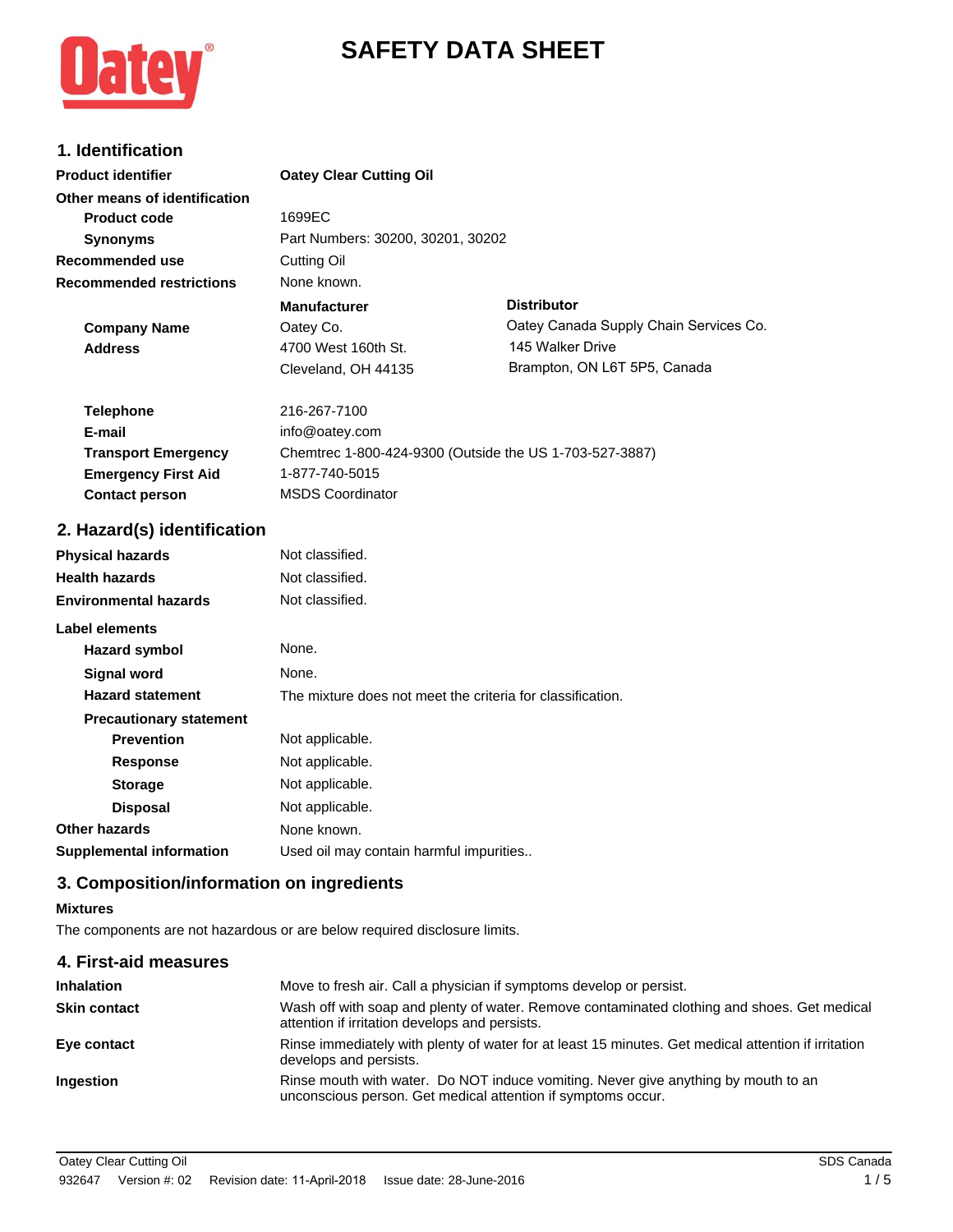# SAFETY DATA SHEET

## 1. Identification

| | | |
|---|---|---|
| **Product identifier** | **Oatey Clear Cutting Oil** | |
| **Other means of identification** | | |
| **Product code** | 1699EC | |
| **Synonyms** | Part Numbers: 30200, 30201, 30202 | |
| **Recommended use** | Cutting Oil | |
| **Recommended restrictions** | None known. | |
| | **Manufacturer** | **Distributor** |
| **Company Name** | Oatey Co. | Oatey Canada Supply Chain Services Co. |
| **Address** | 4700 West 160th St. | 145 Walker Drive |
| | Cleveland, OH 44135 | Brampton, ON L6T 5P5, Canada |
| **Telephone** | 216-267-7100 | |
| **E-mail** | info@oatey.com | |
| **Transport Emergency** | Chemtrec 1-800-424-9300 (Outside the US 1-703-527-3887) | |
| **Emergency First Aid** | 1-877-740-5015 | |
| **Contact person** | MSDS Coordinator | |

## 2. Hazard(s) identification

**Physical hazards** Not classified.

**Health hazards** Not classified.

**Environmental hazards** Not classified.

**Label elements**

- **Hazard symbol** None.
- **Signal word** None.
- **Hazard statement** The mixture does not meet the criteria for classification.
- **Precautionary statement**
  - **Prevention** Not applicable.
  - **Response** Not applicable.
  - **Storage** Not applicable.
  - **Disposal** Not applicable.

**Other hazards** None known.

**Supplemental information** Used oil may contain harmful impurities..

## 3. Composition/information on ingredients

**Mixtures**

The components are not hazardous or are below required disclosure limits.

## 4. First-aid measures

**Inhalation** Move to fresh air. Call a physician if symptoms develop or persist.

**Skin contact** Wash off with soap and plenty of water. Remove contaminated clothing and shoes. Get medical attention if irritation develops and persists.

**Eye contact** Rinse immediately with plenty of water for at least 15 minutes. Get medical attention if irritation develops and persists.

**Ingestion** Rinse mouth with water. Do NOT induce vomiting. Never give anything by mouth to an unconscious person. Get medical attention if symptoms occur.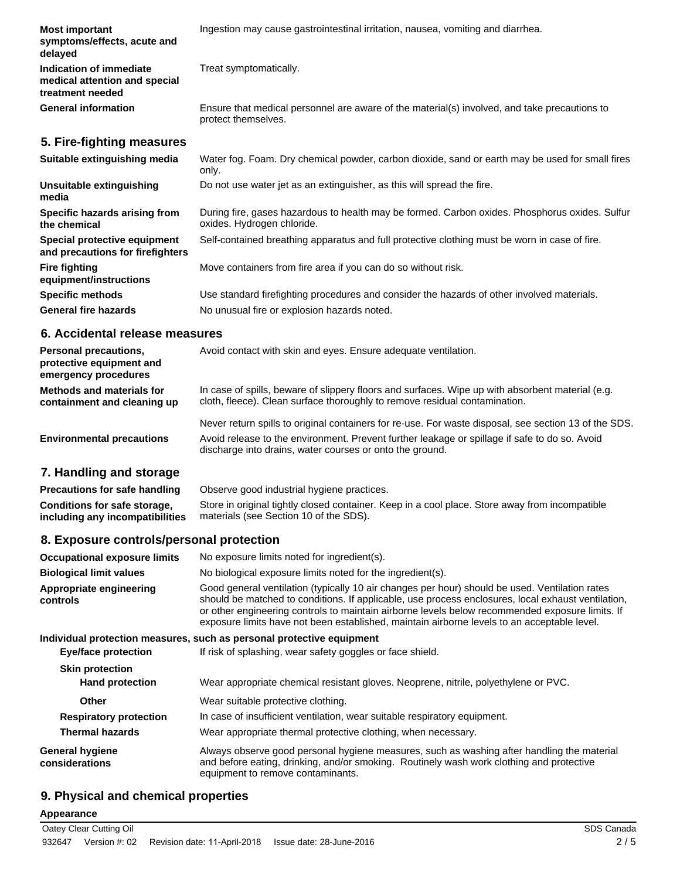| | |
|---|---|
| **Most important symptoms/effects, acute and delayed** | Ingestion may cause gastrointestinal irritation, nausea, vomiting and diarrhea. |
| **Indication of immediate medical attention and special treatment needed** | Treat symptomatically. |
| **General information** | Ensure that medical personnel are aware of the material(s) involved, and take precautions to protect themselves. |

## 5. Fire-fighting measures

| | |
|---|---|
| **Suitable extinguishing media** | Water fog. Foam. Dry chemical powder, carbon dioxide, sand or earth may be used for small fires only. |
| **Unsuitable extinguishing media** | Do not use water jet as an extinguisher, as this will spread the fire. |
| **Specific hazards arising from the chemical** | During fire, gases hazardous to health may be formed. Carbon oxides. Phosphorus oxides. Sulfur oxides. Hydrogen chloride. |
| **Special protective equipment and precautions for firefighters** | Self-contained breathing apparatus and full protective clothing must be worn in case of fire. |
| **Fire fighting equipment/instructions** | Move containers from fire area if you can do so without risk. |
| **Specific methods** | Use standard firefighting procedures and consider the hazards of other involved materials. |
| **General fire hazards** | No unusual fire or explosion hazards noted. |

## 6. Accidental release measures

| | |
|---|---|
| **Personal precautions, protective equipment and emergency procedures** | Avoid contact with skin and eyes. Ensure adequate ventilation. |
| **Methods and materials for containment and cleaning up** | In case of spills, beware of slippery floors and surfaces. Wipe up with absorbent material (e.g. cloth, fleece). Clean surface thoroughly to remove residual contamination.<br><br>Never return spills to original containers for re-use. For waste disposal, see section 13 of the SDS. |
| **Environmental precautions** | Avoid release to the environment. Prevent further leakage or spillage if safe to do so. Avoid discharge into drains, water courses or onto the ground. |

## 7. Handling and storage

| | |
|---|---|
| **Precautions for safe handling** | Observe good industrial hygiene practices. |
| **Conditions for safe storage, including any incompatibilities** | Store in original tightly closed container. Keep in a cool place. Store away from incompatible materials (see Section 10 of the SDS). |

## 8. Exposure controls/personal protection

| | |
|---|---|
| **Occupational exposure limits** | No exposure limits noted for ingredient(s). |
| **Biological limit values** | No biological exposure limits noted for the ingredient(s). |
| **Appropriate engineering controls** | Good general ventilation (typically 10 air changes per hour) should be used. Ventilation rates should be matched to conditions. If applicable, use process enclosures, local exhaust ventilation, or other engineering controls to maintain airborne levels below recommended exposure limits. If exposure limits have not been established, maintain airborne levels to an acceptable level. |

**Individual protection measures, such as personal protective equipment**

| | |
|---|---|
| **Eye/face protection** | If risk of splashing, wear safety goggles or face shield. |
| **Skin protection** | |
| **Hand protection** | Wear appropriate chemical resistant gloves. Neoprene, nitrile, polyethylene or PVC. |
| **Other** | Wear suitable protective clothing. |
| **Respiratory protection** | In case of insufficient ventilation, wear suitable respiratory equipment. |
| **Thermal hazards** | Wear appropriate thermal protective clothing, when necessary. |
| **General hygiene considerations** | Always observe good personal hygiene measures, such as washing after handling the material and before eating, drinking, and/or smoking. Routinely wash work clothing and protective equipment to remove contaminants. |

## 9. Physical and chemical properties

**Appearance**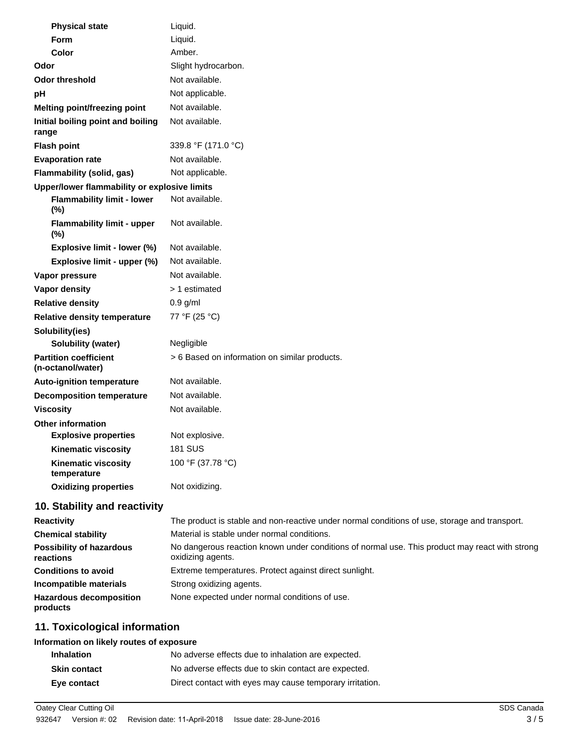| | |
|---|---|
| **Physical state** | Liquid. |
| **Form** | Liquid. |
| **Color** | Amber. |
| **Odor** | Slight hydrocarbon. |
| **Odor threshold** | Not available. |
| **pH** | Not applicable. |
| **Melting point/freezing point** | Not available. |
| **Initial boiling point and boiling range** | Not available. |
| **Flash point** | 339.8 °F (171.0 °C) |
| **Evaporation rate** | Not available. |
| **Flammability (solid, gas)** | Not applicable. |
| **Upper/lower flammability or explosive limits** | |
| **Flammability limit - lower (%)** | Not available. |
| **Flammability limit - upper (%)** | Not available. |
| **Explosive limit - lower (%)** | Not available. |
| **Explosive limit - upper (%)** | Not available. |
| **Vapor pressure** | Not available. |
| **Vapor density** | > 1 estimated |
| **Relative density** | 0.9 g/ml |
| **Relative density temperature** | 77 °F (25 °C) |
| **Solubility(ies)** | |
| **Solubility (water)** | Negligible |
| **Partition coefficient (n-octanol/water)** | > 6 Based on information on similar products. |
| **Auto-ignition temperature** | Not available. |
| **Decomposition temperature** | Not available. |
| **Viscosity** | Not available. |
| **Other information** | |
| **Explosive properties** | Not explosive. |
| **Kinematic viscosity** | 181 SUS |
| **Kinematic viscosity temperature** | 100 °F (37.78 °C) |
| **Oxidizing properties** | Not oxidizing. |

## 10. Stability and reactivity

| | |
|---|---|
| **Reactivity** | The product is stable and non-reactive under normal conditions of use, storage and transport. |
| **Chemical stability** | Material is stable under normal conditions. |
| **Possibility of hazardous reactions** | No dangerous reaction known under conditions of normal use. This product may react with strong oxidizing agents. |
| **Conditions to avoid** | Extreme temperatures. Protect against direct sunlight. |
| **Incompatible materials** | Strong oxidizing agents. |
| **Hazardous decomposition products** | None expected under normal conditions of use. |

## 11. Toxicological information

**Information on likely routes of exposure**

| | |
|---|---|
| **Inhalation** | No adverse effects due to inhalation are expected. |
| **Skin contact** | No adverse effects due to skin contact are expected. |
| **Eye contact** | Direct contact with eyes may cause temporary irritation. |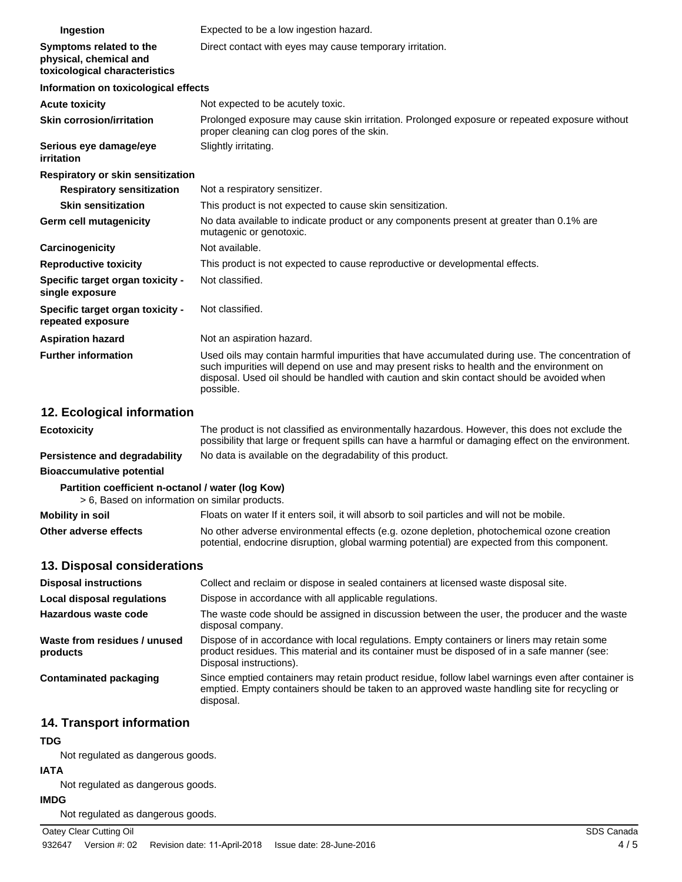| | |
|---|---|
| **Ingestion** | Expected to be a low ingestion hazard. |
| **Symptoms related to the physical, chemical and toxicological characteristics** | Direct contact with eyes may cause temporary irritation. |

**Information on toxicological effects**

| | |
|---|---|
| **Acute toxicity** | Not expected to be acutely toxic. |
| **Skin corrosion/irritation** | Prolonged exposure may cause skin irritation. Prolonged exposure or repeated exposure without proper cleaning can clog pores of the skin. |
| **Serious eye damage/eye irritation** | Slightly irritating. |
| **Respiratory or skin sensitization** | |
| **Respiratory sensitization** | Not a respiratory sensitizer. |
| **Skin sensitization** | This product is not expected to cause skin sensitization. |
| **Germ cell mutagenicity** | No data available to indicate product or any components present at greater than 0.1% are mutagenic or genotoxic. |
| **Carcinogenicity** | Not available. |
| **Reproductive toxicity** | This product is not expected to cause reproductive or developmental effects. |
| **Specific target organ toxicity - single exposure** | Not classified. |
| **Specific target organ toxicity - repeated exposure** | Not classified. |
| **Aspiration hazard** | Not an aspiration hazard. |
| **Further information** | Used oils may contain harmful impurities that have accumulated during use. The concentration of such impurities will depend on use and may present risks to health and the environment on disposal. Used oil should be handled with caution and skin contact should be avoided when possible. |

## 12. Ecological information

| | |
|---|---|
| **Ecotoxicity** | The product is not classified as environmentally hazardous. However, this does not exclude the possibility that large or frequent spills can have a harmful or damaging effect on the environment. |
| **Persistence and degradability** | No data is available on the degradability of this product. |
| **Bioaccumulative potential** | |

**Partition coefficient n-octanol / water (log Kow)**

> 6, Based on information on similar products.

| | |
|---|---|
| **Mobility in soil** | Floats on water If it enters soil, it will absorb to soil particles and will not be mobile. |
| **Other adverse effects** | No other adverse environmental effects (e.g. ozone depletion, photochemical ozone creation potential, endocrine disruption, global warming potential) are expected from this component. |

## 13. Disposal considerations

| | |
|---|---|
| **Disposal instructions** | Collect and reclaim or dispose in sealed containers at licensed waste disposal site. |
| **Local disposal regulations** | Dispose in accordance with all applicable regulations. |
| **Hazardous waste code** | The waste code should be assigned in discussion between the user, the producer and the waste disposal company. |
| **Waste from residues / unused products** | Dispose of in accordance with local regulations. Empty containers or liners may retain some product residues. This material and its container must be disposed of in a safe manner (see: Disposal instructions). |
| **Contaminated packaging** | Since emptied containers may retain product residue, follow label warnings even after container is emptied. Empty containers should be taken to an approved waste handling site for recycling or disposal. |

## 14. Transport information

**TDG**

Not regulated as dangerous goods.

**IATA**

Not regulated as dangerous goods.

**IMDG**

Not regulated as dangerous goods.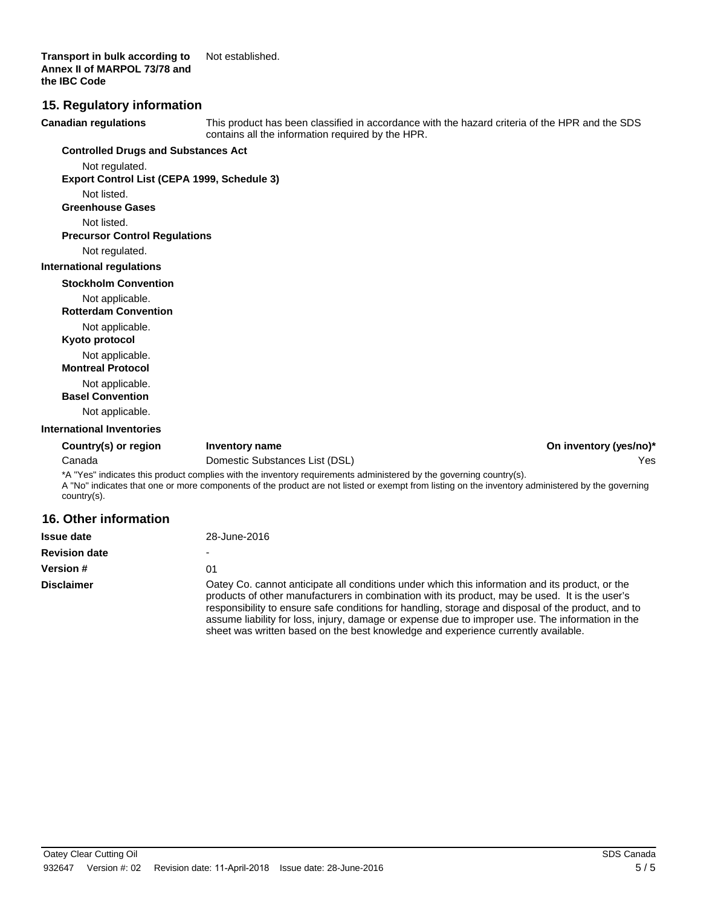**Transport in bulk according to Annex II of MARPOL 73/78 and the IBC Code** Not established.

## 15. Regulatory information

**Canadian regulations** This product has been classified in accordance with the hazard criteria of the HPR and the SDS contains all the information required by the HPR.

**Controlled Drugs and Substances Act**

Not regulated.

**Export Control List (CEPA 1999, Schedule 3)**

Not listed.

**Greenhouse Gases**

Not listed.

**Precursor Control Regulations**

Not regulated.

**International regulations**

**Stockholm Convention**

Not applicable.

**Rotterdam Convention**

Not applicable.

**Kyoto protocol**

Not applicable.

**Montreal Protocol**

Not applicable.

**Basel Convention**

Not applicable.

**International Inventories**

| Country(s) or region | Inventory name | On inventory (yes/no)* |
|---|---|---|
| Canada | Domestic Substances List (DSL) | Yes |

*A "Yes" indicates this product complies with the inventory requirements administered by the governing country(s).
A "No" indicates that one or more components of the product are not listed or exempt from listing on the inventory administered by the governing country(s).

## 16. Other information

**Issue date** 28-June-2016

**Revision date** -

**Version #** 01

**Disclaimer** Oatey Co. cannot anticipate all conditions under which this information and its product, or the products of other manufacturers in combination with its product, may be used. It is the user's responsibility to ensure safe conditions for handling, storage and disposal of the product, and to assume liability for loss, injury, damage or expense due to improper use. The information in the sheet was written based on the best knowledge and experience currently available.